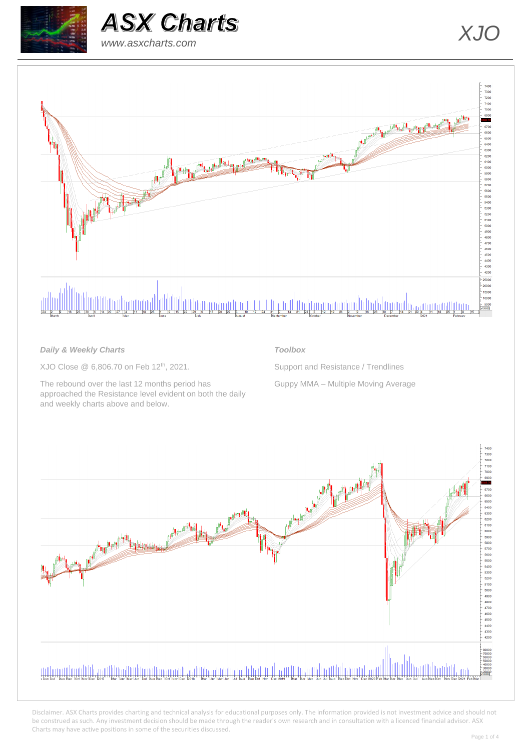# ASX Charts

www.asxcharts.com

XJO

*Daily & Weekly Charts*

XJO Close @ 6,806.70 on Feb 12th, 2021.

The rebound over the last 12 months period has approached the Resistance level evident on both the daily and weekly charts above and below.

*Toolbox*

Support and Resistance / Trendlines

Guppy MMA – Multiple Moving Average

Disclaimer. ASX Charts provides charting and technical analysis for educational purposes only. The information provided is not investment advice and should not be construed as such. Any investment decision should be made through the reader's own research and in consultation with a licenced financial advisor. ASX Charts may have active positions in some of the securities discussed.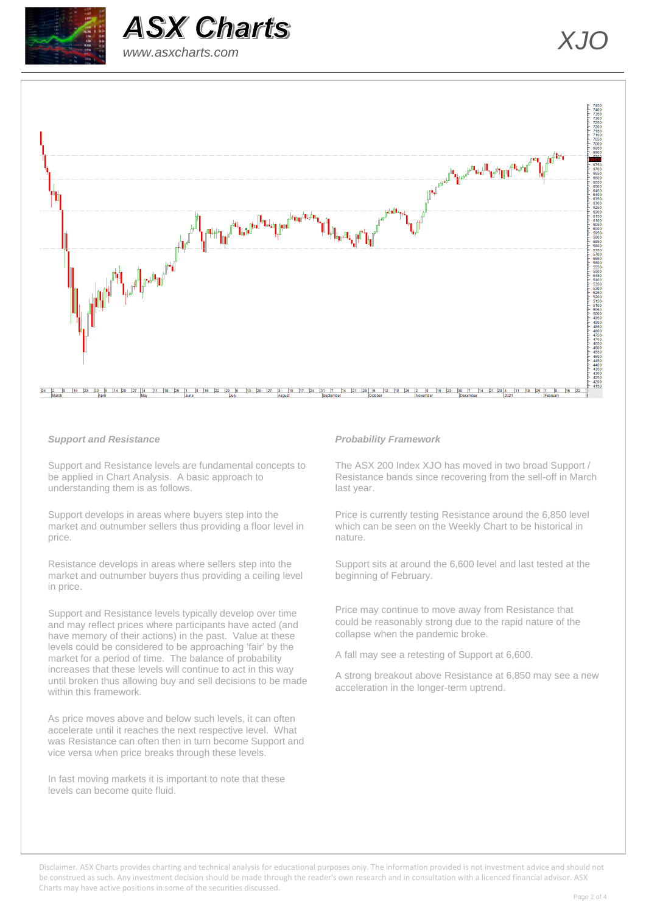# ASX Charts

www.asxcharts.com

XJO

### *Support and Resistance*

Support and Resistance levels are fundamental concepts to be applied in Chart Analysis. A basic approach to understanding them is as follows.

Support develops in areas where buyers step into the market and outnumber sellers thus providing a floor level in price.

Resistance develops in areas where sellers step into the market and outnumber buyers thus providing a ceiling level in price.

Support and Resistance levels typically develop over time and may reflect prices where participants have acted (and have memory of their actions) in the past. Value at these levels could be considered to be approaching 'fair' by the market for a period of time. The balance of probability increases that these levels will continue to act in this way until broken thus allowing buy and sell decisions to be made within this framework.

As price moves above and below such levels, it can often accelerate until it reaches the next respective level. What was Resistance can often then in turn become Support and vice versa when price breaks through these levels.

In fast moving markets it is important to note that these levels can become quite fluid.

### *Probability Framework*

The ASX 200 Index XJO has moved in two broad Support / Resistance bands since recovering from the sell-off in March last year.

Price is currently testing Resistance around the 6,850 level which can be seen on the Weekly Chart to be historical in nature.

Support sits at around the 6,600 level and last tested at the beginning of February.

Price may continue to move away from Resistance that could be reasonably strong due to the rapid nature of the collapse when the pandemic broke.

A fall may see a retesting of Support at 6,600.

A strong breakout above Resistance at 6,850 may see a new acceleration in the longer-term uptrend.

Disclaimer. ASX Charts provides charting and technical analysis for educational purposes only. The information provided is not investment advice and should not be construed as such. Any investment decision should be made through the reader's own research and in consultation with a licenced financial advisor. ASX Charts may have active positions in some of the securities discussed.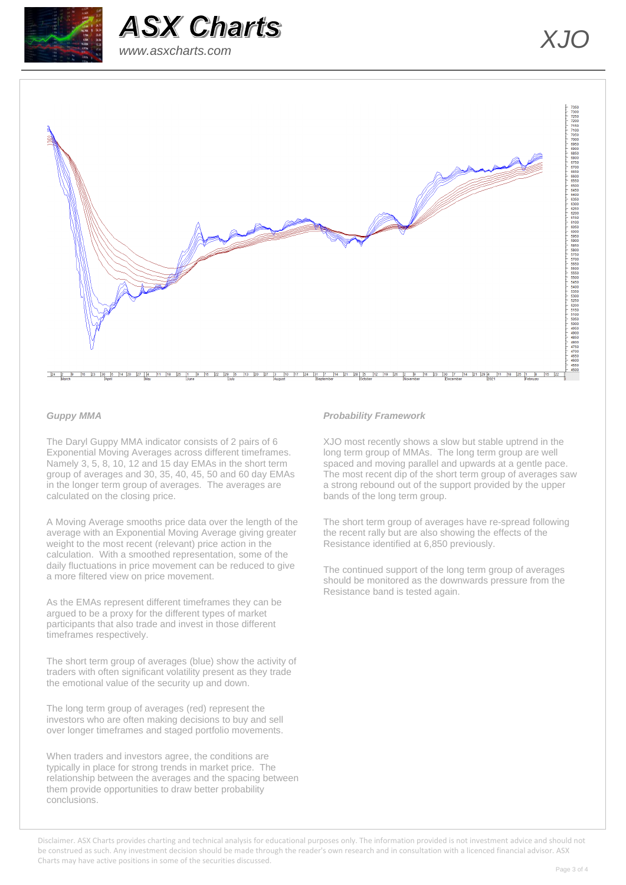# ASX Charts

www.asxcharts.com

XJO

### Guppy MMA

The Daryl Guppy MMA indicator consists of 2 pairs of 6 Exponential Moving Averages across different timeframes. Namely 3, 5, 8, 10, 12 and 15 day EMAs in the short term group of averages and 30, 35, 40, 45, 50 and 60 day EMAs in the longer term group of averages. The averages are calculated on the closing price.

A Moving Average smooths price data over the length of the average with an Exponential Moving Average giving greater weight to the most recent (relevant) price action in the calculation. With a smoothed representation, some of the daily fluctuations in price movement can be reduced to give a more filtered view on price movement.

As the EMAs represent different timeframes they can be argued to be a proxy for the different types of market participants that also trade and invest in those different timeframes respectively.

The short term group of averages (blue) show the activity of traders with often significant volatility present as they trade the emotional value of the security up and down.

The long term group of averages (red) represent the investors who are often making decisions to buy and sell over longer timeframes and staged portfolio movements.

When traders and investors agree, the conditions are typically in place for strong trends in market price. The relationship between the averages and the spacing between them provide opportunities to draw better probability conclusions.

### Probability Framework

XJO most recently shows a slow but stable uptrend in the long term group of MMAs. The long term group are well spaced and moving parallel and upwards at a gentle pace. The most recent dip of the short term group of averages saw a strong rebound out of the support provided by the upper bands of the long term group.

The short term group of averages have re-spread following the recent rally but are also showing the effects of the Resistance identified at 6,850 previously.

The continued support of the long term group of averages should be monitored as the downwards pressure from the Resistance band is tested again.

Disclaimer. ASX Charts provides charting and technical analysis for educational purposes only. The information provided is not investment advice and should not be construed as such. Any investment decision should be made through the reader's own research and in consultation with a licenced financial advisor. ASX Charts may have active positions in some of the securities discussed.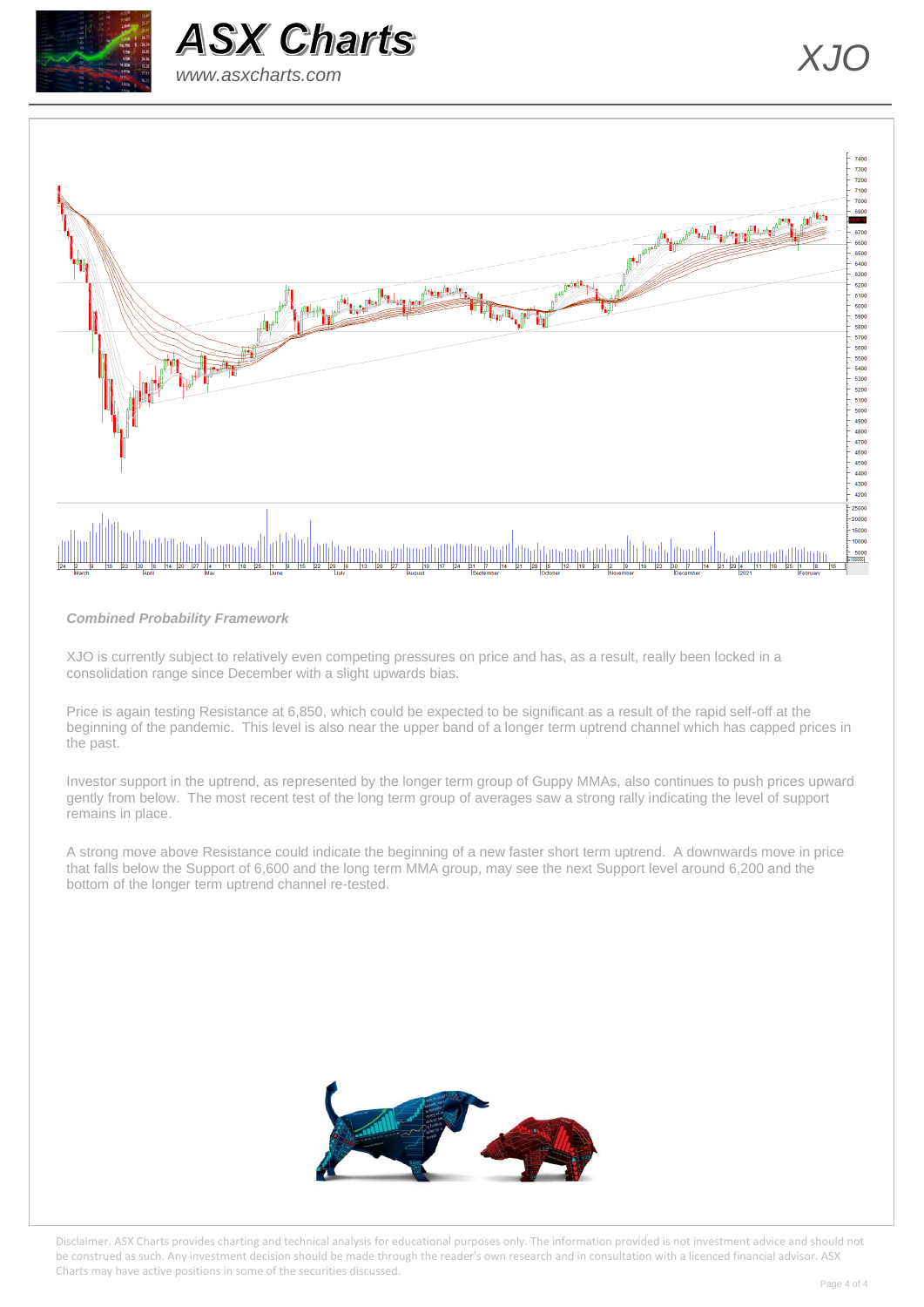# ASX Charts

www.asxcharts.com

XJO

7400
7300
7200
7100
7000
6900
6800
6700
6600
6500
6400
6300
6200
6100
6000
5900
5800
5700
5600
5500
5400
5300
5200
5100
5000
4900
4800
4700
4600
4500
4400
4300
4200

25000
20000
15000
10000
5000

24 2 9 16 23 30 6 14 20 27 4 11 18 25 1 9 15 22 29 6 13 20 27 3 10 17 24 31 7 14 21 28 5 12 19 26 2 9 16 23 30 7 14 21 29 4 11 18 25 1 8 15

March April May June July August September October November December 2021 February

*Combined Probability Framework*

XJO is currently subject to relatively even competing pressures on price and has, as a result, really been locked in a consolidation range since December with a slight upwards bias.

Price is again testing Resistance at 6,850, which could be expected to be significant as a result of the rapid self-off at the beginning of the pandemic. This level is also near the upper band of a longer term uptrend channel which has capped prices in the past.

Investor support in the uptrend, as represented by the longer term group of Guppy MMAs, also continues to push prices upward gently from below. The most recent test of the long term group of averages saw a strong rally indicating the level of support remains in place.

A strong move above Resistance could indicate the beginning of a new faster short term uptrend. A downwards move in price that falls below the Support of 6,600 and the long term MMA group, may see the next Support level around 6,200 and the bottom of the longer term uptrend channel re-tested.

Disclaimer. ASX Charts provides charting and technical analysis for educational purposes only. The information provided is not investment advice and should not be construed as such. Any investment decision should be made through the reader's own research and in consultation with a licenced financial advisor. ASX Charts may have active positions in some of the securities discussed.